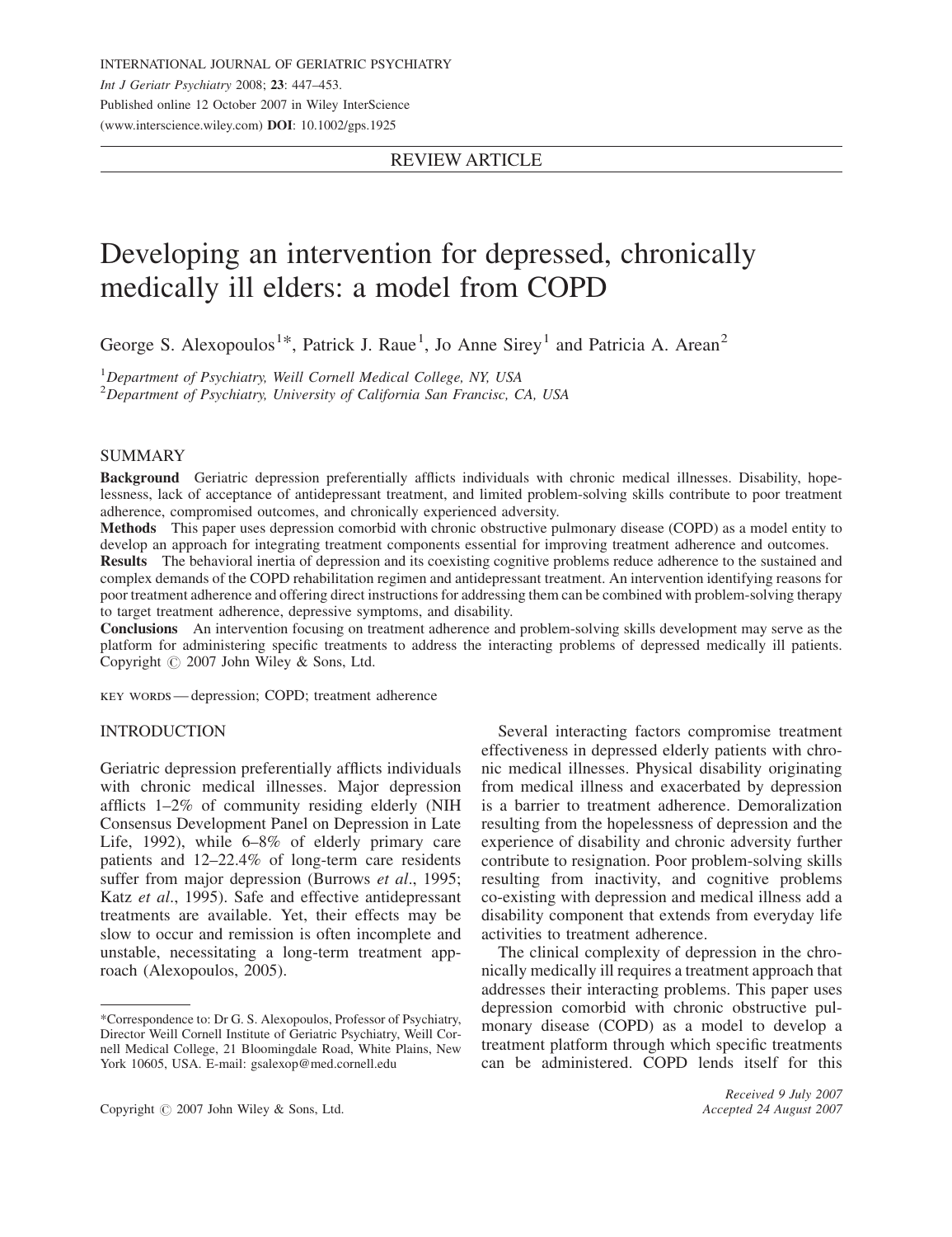REVIEW ARTICLE

# Developing an intervention for depressed, chronically medically ill elders: a model from COPD

George S. Alexopoulos[1]*, Patrick J. Raue[1], Jo Anne Sirey[1] and Patricia A. Arean[2]

[1]*Department of Psychiatry, Weill Cornell Medical College, NY, USA*
[2]*Department of Psychiatry, University of California San Francisc, CA, USA*

## SUMMARY

**Background** Geriatric depression preferentially afflicts individuals with chronic medical illnesses. Disability, hopelessness, lack of acceptance of antidepressant treatment, and limited problem-solving skills contribute to poor treatment adherence, compromised outcomes, and chronically experienced adversity.

**Methods** This paper uses depression comorbid with chronic obstructive pulmonary disease (COPD) as a model entity to develop an approach for integrating treatment components essential for improving treatment adherence and outcomes.

**Results** The behavioral inertia of depression and its coexisting cognitive problems reduce adherence to the sustained and complex demands of the COPD rehabilitation regimen and antidepressant treatment. An intervention identifying reasons for poor treatment adherence and offering direct instructions for addressing them can be combined with problem-solving therapy to target treatment adherence, depressive symptoms, and disability.

**Conclusions** An intervention focusing on treatment adherence and problem-solving skills development may serve as the platform for administering specific treatments to address the interacting problems of depressed medically ill patients. Copyright © 2007 John Wiley & Sons, Ltd.

KEY WORDS — depression; COPD; treatment adherence

## INTRODUCTION

Geriatric depression preferentially afflicts individuals with chronic medical illnesses. Major depression afflicts 1–2% of community residing elderly (NIH Consensus Development Panel on Depression in Late Life, 1992), while 6–8% of elderly primary care patients and 12–22.4% of long-term care residents suffer from major depression (Burrows *et al*., 1995; Katz *et al*., 1995). Safe and effective antidepressant treatments are available. Yet, their effects may be slow to occur and remission is often incomplete and unstable, necessitating a long-term treatment approach (Alexopoulos, 2005).

Several interacting factors compromise treatment effectiveness in depressed elderly patients with chronic medical illnesses. Physical disability originating from medical illness and exacerbated by depression is a barrier to treatment adherence. Demoralization resulting from the hopelessness of depression and the experience of disability and chronic adversity further contribute to resignation. Poor problem-solving skills resulting from inactivity, and cognitive problems co-existing with depression and medical illness add a disability component that extends from everyday life activities to treatment adherence.

The clinical complexity of depression in the chronically medically ill requires a treatment approach that addresses their interacting problems. This paper uses depression comorbid with chronic obstructive pulmonary disease (COPD) as a model to develop a treatment platform through which specific treatments can be administered. COPD lends itself for this

*Correspondence to: Dr G. S. Alexopoulos, Professor of Psychiatry, Director Weill Cornell Institute of Geriatric Psychiatry, Weill Cornell Medical College, 21 Bloomingdale Road, White Plains, New York 10605, USA. E-mail: gsalexop@med.cornell.edu

*Received 9 July 2007*
*Accepted 24 August 2007*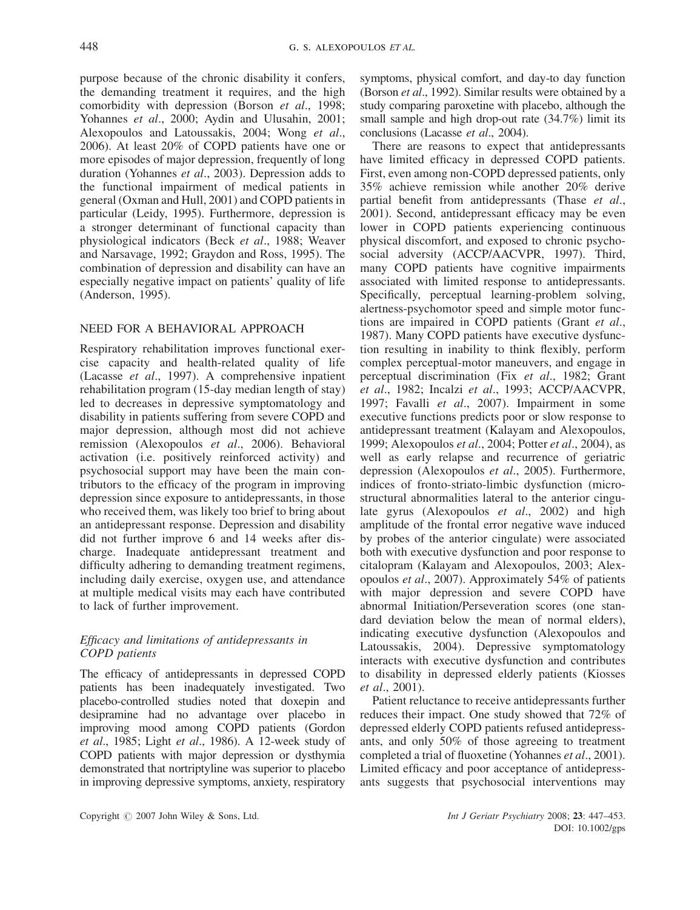purpose because of the chronic disability it confers, the demanding treatment it requires, and the high comorbidity with depression (Borson *et al*., 1998; Yohannes *et al*., 2000; Aydin and Ulusahin, 2001; Alexopoulos and Latoussakis, 2004; Wong *et al*., 2006). At least 20% of COPD patients have one or more episodes of major depression, frequently of long duration (Yohannes *et al*., 2003). Depression adds to the functional impairment of medical patients in general (Oxman and Hull, 2001) and COPD patients in particular (Leidy, 1995). Furthermore, depression is a stronger determinant of functional capacity than physiological indicators (Beck *et al*., 1988; Weaver and Narsavage, 1992; Graydon and Ross, 1995). The combination of depression and disability can have an especially negative impact on patients' quality of life (Anderson, 1995).

## NEED FOR A BEHAVIORAL APPROACH

Respiratory rehabilitation improves functional exercise capacity and health-related quality of life (Lacasse *et al*., 1997). A comprehensive inpatient rehabilitation program (15-day median length of stay) led to decreases in depressive symptomatology and disability in patients suffering from severe COPD and major depression, although most did not achieve remission (Alexopoulos *et al*., 2006). Behavioral activation (i.e. positively reinforced activity) and psychosocial support may have been the main contributors to the efficacy of the program in improving depression since exposure to antidepressants, in those who received them, was likely too brief to bring about an antidepressant response. Depression and disability did not further improve 6 and 14 weeks after discharge. Inadequate antidepressant treatment and difficulty adhering to demanding treatment regimens, including daily exercise, oxygen use, and attendance at multiple medical visits may each have contributed to lack of further improvement.

### *Efficacy and limitations of antidepressants in COPD patients*

The efficacy of antidepressants in depressed COPD patients has been inadequately investigated. Two placebo-controlled studies noted that doxepin and desipramine had no advantage over placebo in improving mood among COPD patients (Gordon *et al*., 1985; Light *et al*., 1986). A 12-week study of COPD patients with major depression or dysthymia demonstrated that nortriptyline was superior to placebo in improving depressive symptoms, anxiety, respiratory symptoms, physical comfort, and day-to day function (Borson *et al*., 1992). Similar results were obtained by a study comparing paroxetine with placebo, although the small sample and high drop-out rate (34.7%) limit its conclusions (Lacasse *et al*., 2004).

There are reasons to expect that antidepressants have limited efficacy in depressed COPD patients. First, even among non-COPD depressed patients, only 35% achieve remission while another 20% derive partial benefit from antidepressants (Thase *et al*., 2001). Second, antidepressant efficacy may be even lower in COPD patients experiencing continuous physical discomfort, and exposed to chronic psychosocial adversity (ACCP/AACVPR, 1997). Third, many COPD patients have cognitive impairments associated with limited response to antidepressants. Specifically, perceptual learning-problem solving, alertness-psychomotor speed and simple motor functions are impaired in COPD patients (Grant *et al*., 1987). Many COPD patients have executive dysfunction resulting in inability to think flexibly, perform complex perceptual-motor maneuvers, and engage in perceptual discrimination (Fix *et al*., 1982; Grant *et al*., 1982; Incalzi *et al*., 1993; ACCP/AACVPR, 1997; Favalli *et al*., 2007). Impairment in some executive functions predicts poor or slow response to antidepressant treatment (Kalayam and Alexopoulos, 1999; Alexopoulos *et al*., 2004; Potter *et al*., 2004), as well as early relapse and recurrence of geriatric depression (Alexopoulos *et al*., 2005). Furthermore, indices of fronto-striato-limbic dysfunction (microstructural abnormalities lateral to the anterior cingulate gyrus (Alexopoulos *et al*., 2002) and high amplitude of the frontal error negative wave induced by probes of the anterior cingulate) were associated both with executive dysfunction and poor response to citalopram (Kalayam and Alexopoulos, 2003; Alexopoulos *et al*., 2007). Approximately 54% of patients with major depression and severe COPD have abnormal Initiation/Perseveration scores (one standard deviation below the mean of normal elders), indicating executive dysfunction (Alexopoulos and Latoussakis, 2004). Depressive symptomatology interacts with executive dysfunction and contributes to disability in depressed elderly patients (Kiosses *et al*., 2001).

Patient reluctance to receive antidepressants further reduces their impact. One study showed that 72% of depressed elderly COPD patients refused antidepressants, and only 50% of those agreeing to treatment completed a trial of fluoxetine (Yohannes *et al*., 2001). Limited efficacy and poor acceptance of antidepressants suggests that psychosocial interventions may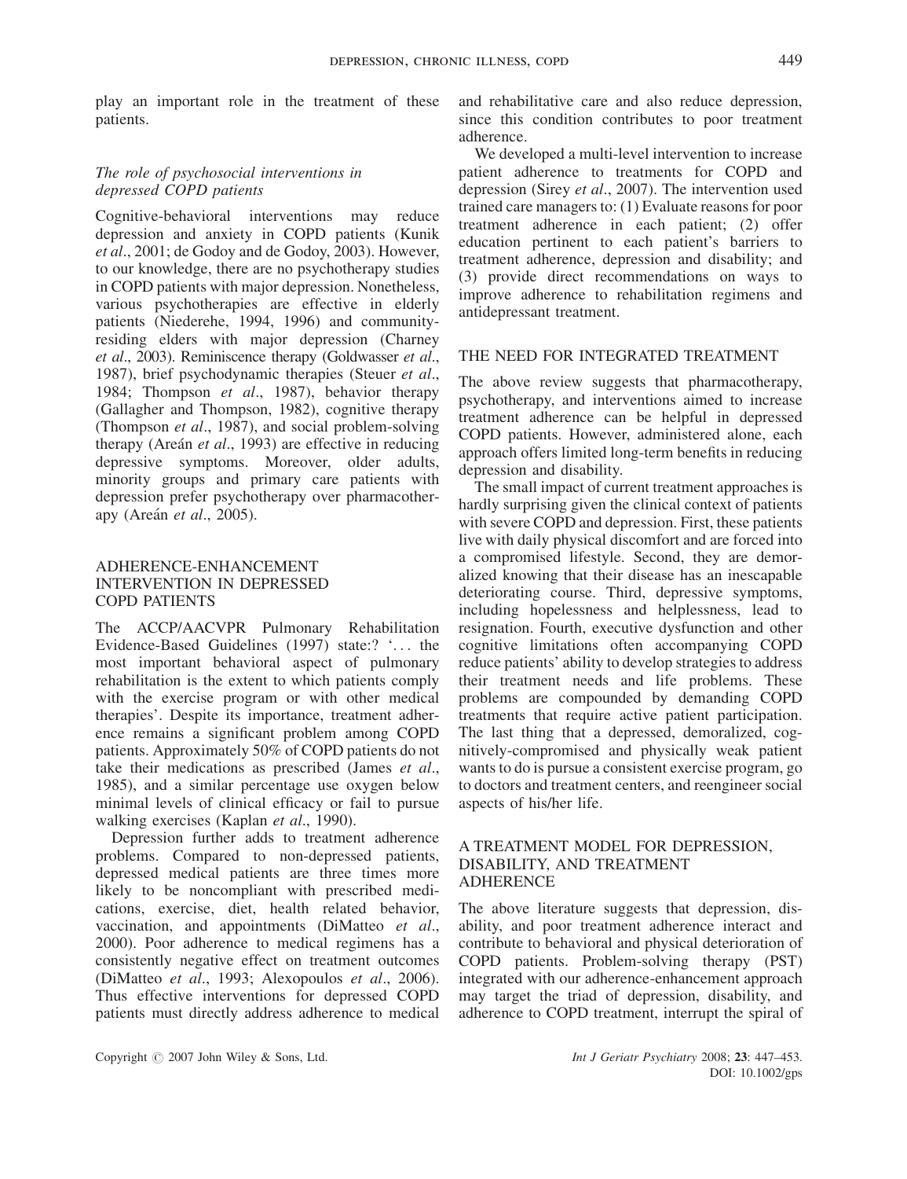play an important role in the treatment of these patients.

### *The role of psychosocial interventions in depressed COPD patients*

Cognitive-behavioral interventions may reduce depression and anxiety in COPD patients (Kunik *et al*., 2001; de Godoy and de Godoy, 2003). However, to our knowledge, there are no psychotherapy studies in COPD patients with major depression. Nonetheless, various psychotherapies are effective in elderly patients (Niederehe, 1994, 1996) and community-residing elders with major depression (Charney *et al*., 2003). Reminiscence therapy (Goldwasser *et al*., 1987), brief psychodynamic therapies (Steuer *et al*., 1984; Thompson *et al*., 1987), behavior therapy (Gallagher and Thompson, 1982), cognitive therapy (Thompson *et al*., 1987), and social problem-solving therapy (Areán *et al*., 1993) are effective in reducing depressive symptoms. Moreover, older adults, minority groups and primary care patients with depression prefer psychotherapy over pharmacotherapy (Areán *et al*., 2005).

## ADHERENCE-ENHANCEMENT INTERVENTION IN DEPRESSED COPD PATIENTS

The ACCP/AACVPR Pulmonary Rehabilitation Evidence-Based Guidelines (1997) state:? '... the most important behavioral aspect of pulmonary rehabilitation is the extent to which patients comply with the exercise program or with other medical therapies'. Despite its importance, treatment adherence remains a significant problem among COPD patients. Approximately 50% of COPD patients do not take their medications as prescribed (James *et al*., 1985), and a similar percentage use oxygen below minimal levels of clinical efficacy or fail to pursue walking exercises (Kaplan *et al*., 1990).

Depression further adds to treatment adherence problems. Compared to non-depressed patients, depressed medical patients are three times more likely to be noncompliant with prescribed medications, exercise, diet, health related behavior, vaccination, and appointments (DiMatteo *et al*., 2000). Poor adherence to medical regimens has a consistently negative effect on treatment outcomes (DiMatteo *et al*., 1993; Alexopoulos *et al*., 2006). Thus effective interventions for depressed COPD patients must directly address adherence to medical and rehabilitative care and also reduce depression, since this condition contributes to poor treatment adherence.

We developed a multi-level intervention to increase patient adherence to treatments for COPD and depression (Sirey *et al*., 2007). The intervention used trained care managers to: (1) Evaluate reasons for poor treatment adherence in each patient; (2) offer education pertinent to each patient's barriers to treatment adherence, depression and disability; and (3) provide direct recommendations on ways to improve adherence to rehabilitation regimens and antidepressant treatment.

## THE NEED FOR INTEGRATED TREATMENT

The above review suggests that pharmacotherapy, psychotherapy, and interventions aimed to increase treatment adherence can be helpful in depressed COPD patients. However, administered alone, each approach offers limited long-term benefits in reducing depression and disability.

The small impact of current treatment approaches is hardly surprising given the clinical context of patients with severe COPD and depression. First, these patients live with daily physical discomfort and are forced into a compromised lifestyle. Second, they are demoralized knowing that their disease has an inescapable deteriorating course. Third, depressive symptoms, including hopelessness and helplessness, lead to resignation. Fourth, executive dysfunction and other cognitive limitations often accompanying COPD reduce patients' ability to develop strategies to address their treatment needs and life problems. These problems are compounded by demanding COPD treatments that require active patient participation. The last thing that a depressed, demoralized, cognitively-compromised and physically weak patient wants to do is pursue a consistent exercise program, go to doctors and treatment centers, and reengineer social aspects of his/her life.

## A TREATMENT MODEL FOR DEPRESSION, DISABILITY, AND TREATMENT ADHERENCE

The above literature suggests that depression, disability, and poor treatment adherence interact and contribute to behavioral and physical deterioration of COPD patients. Problem-solving therapy (PST) integrated with our adherence-enhancement approach may target the triad of depression, disability, and adherence to COPD treatment, interrupt the spiral of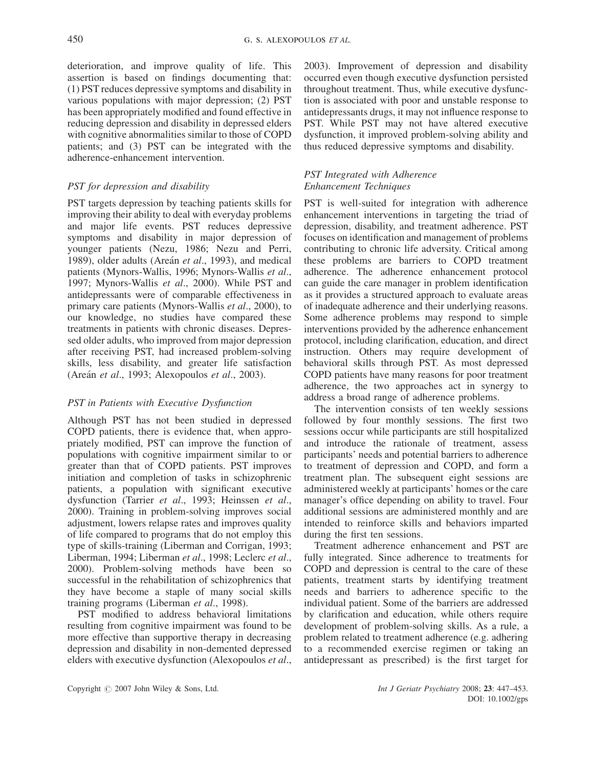deterioration, and improve quality of life. This assertion is based on findings documenting that: (1) PST reduces depressive symptoms and disability in various populations with major depression; (2) PST has been appropriately modified and found effective in reducing depression and disability in depressed elders with cognitive abnormalities similar to those of COPD patients; and (3) PST can be integrated with the adherence-enhancement intervention.

### *PST for depression and disability*

PST targets depression by teaching patients skills for improving their ability to deal with everyday problems and major life events. PST reduces depressive symptoms and disability in major depression of younger patients (Nezu, 1986; Nezu and Perri, 1989), older adults (Areán *et al*., 1993), and medical patients (Mynors-Wallis, 1996; Mynors-Wallis *et al*., 1997; Mynors-Wallis *et al*., 2000). While PST and antidepressants were of comparable effectiveness in primary care patients (Mynors-Wallis *et al*., 2000), to our knowledge, no studies have compared these treatments in patients with chronic diseases. Depressed older adults, who improved from major depression after receiving PST, had increased problem-solving skills, less disability, and greater life satisfaction (Areán *et al*., 1993; Alexopoulos *et al*., 2003).

### *PST in Patients with Executive Dysfunction*

Although PST has not been studied in depressed COPD patients, there is evidence that, when appropriately modified, PST can improve the function of populations with cognitive impairment similar to or greater than that of COPD patients. PST improves initiation and completion of tasks in schizophrenic patients, a population with significant executive dysfunction (Tarrier *et al*., 1993; Heinssen *et al*., 2000). Training in problem-solving improves social adjustment, lowers relapse rates and improves quality of life compared to programs that do not employ this type of skills-training (Liberman and Corrigan, 1993; Liberman, 1994; Liberman *et al*., 1998; Leclerc *et al*., 2000). Problem-solving methods have been so successful in the rehabilitation of schizophrenics that they have become a staple of many social skills training programs (Liberman *et al*., 1998).

PST modified to address behavioral limitations resulting from cognitive impairment was found to be more effective than supportive therapy in decreasing depression and disability in non-demented depressed elders with executive dysfunction (Alexopoulos *et al*., 2003). Improvement of depression and disability occurred even though executive dysfunction persisted throughout treatment. Thus, while executive dysfunction is associated with poor and unstable response to antidepressants drugs, it may not influence response to PST. While PST may not have altered executive dysfunction, it improved problem-solving ability and thus reduced depressive symptoms and disability.

### *PST Integrated with Adherence Enhancement Techniques*

PST is well-suited for integration with adherence enhancement interventions in targeting the triad of depression, disability, and treatment adherence. PST focuses on identification and management of problems contributing to chronic life adversity. Critical among these problems are barriers to COPD treatment adherence. The adherence enhancement protocol can guide the care manager in problem identification as it provides a structured approach to evaluate areas of inadequate adherence and their underlying reasons. Some adherence problems may respond to simple interventions provided by the adherence enhancement protocol, including clarification, education, and direct instruction. Others may require development of behavioral skills through PST. As most depressed COPD patients have many reasons for poor treatment adherence, the two approaches act in synergy to address a broad range of adherence problems.

The intervention consists of ten weekly sessions followed by four monthly sessions. The first two sessions occur while participants are still hospitalized and introduce the rationale of treatment, assess participants' needs and potential barriers to adherence to treatment of depression and COPD, and form a treatment plan. The subsequent eight sessions are administered weekly at participants' homes or the care manager's office depending on ability to travel. Four additional sessions are administered monthly and are intended to reinforce skills and behaviors imparted during the first ten sessions.

Treatment adherence enhancement and PST are fully integrated. Since adherence to treatments for COPD and depression is central to the care of these patients, treatment starts by identifying treatment needs and barriers to adherence specific to the individual patient. Some of the barriers are addressed by clarification and education, while others require development of problem-solving skills. As a rule, a problem related to treatment adherence (e.g. adhering to a recommended exercise regimen or taking an antidepressant as prescribed) is the first target for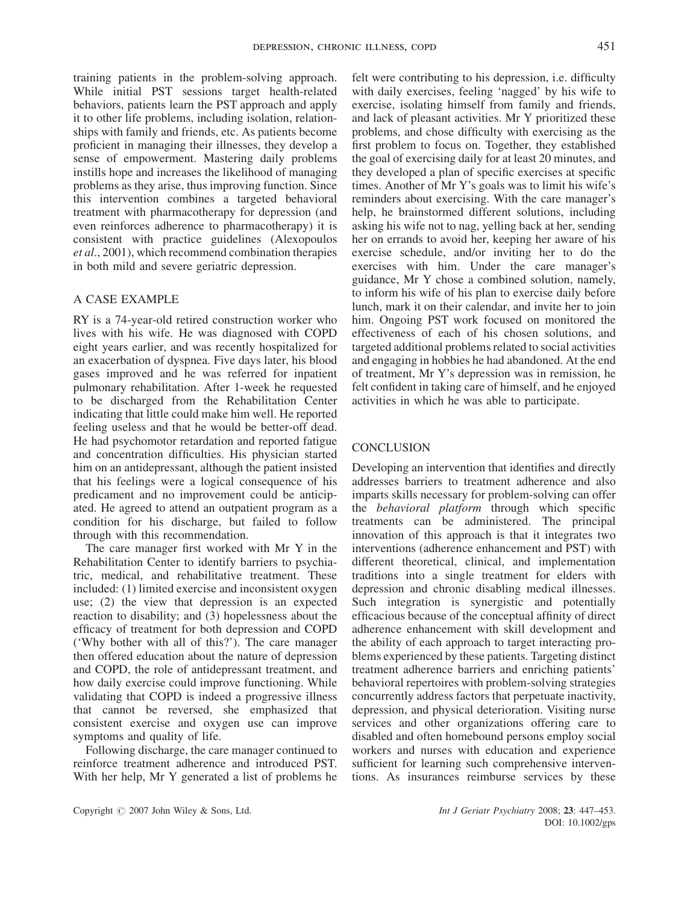training patients in the problem-solving approach. While initial PST sessions target health-related behaviors, patients learn the PST approach and apply it to other life problems, including isolation, relationships with family and friends, etc. As patients become proficient in managing their illnesses, they develop a sense of empowerment. Mastering daily problems instills hope and increases the likelihood of managing problems as they arise, thus improving function. Since this intervention combines a targeted behavioral treatment with pharmacotherapy for depression (and even reinforces adherence to pharmacotherapy) it is consistent with practice guidelines (Alexopoulos *et al.*, 2001), which recommend combination therapies in both mild and severe geriatric depression.

## A CASE EXAMPLE

RY is a 74-year-old retired construction worker who lives with his wife. He was diagnosed with COPD eight years earlier, and was recently hospitalized for an exacerbation of dyspnea. Five days later, his blood gases improved and he was referred for inpatient pulmonary rehabilitation. After 1-week he requested to be discharged from the Rehabilitation Center indicating that little could make him well. He reported feeling useless and that he would be better-off dead. He had psychomotor retardation and reported fatigue and concentration difficulties. His physician started him on an antidepressant, although the patient insisted that his feelings were a logical consequence of his predicament and no improvement could be anticipated. He agreed to attend an outpatient program as a condition for his discharge, but failed to follow through with this recommendation.

The care manager first worked with Mr Y in the Rehabilitation Center to identify barriers to psychiatric, medical, and rehabilitative treatment. These included: (1) limited exercise and inconsistent oxygen use; (2) the view that depression is an expected reaction to disability; and (3) hopelessness about the efficacy of treatment for both depression and COPD ('Why bother with all of this?'). The care manager then offered education about the nature of depression and COPD, the role of antidepressant treatment, and how daily exercise could improve functioning. While validating that COPD is indeed a progressive illness that cannot be reversed, she emphasized that consistent exercise and oxygen use can improve symptoms and quality of life.

Following discharge, the care manager continued to reinforce treatment adherence and introduced PST. With her help, Mr Y generated a list of problems he felt were contributing to his depression, i.e. difficulty with daily exercises, feeling 'nagged' by his wife to exercise, isolating himself from family and friends, and lack of pleasant activities. Mr Y prioritized these problems, and chose difficulty with exercising as the first problem to focus on. Together, they established the goal of exercising daily for at least 20 minutes, and they developed a plan of specific exercises at specific times. Another of Mr Y's goals was to limit his wife's reminders about exercising. With the care manager's help, he brainstormed different solutions, including asking his wife not to nag, yelling back at her, sending her on errands to avoid her, keeping her aware of his exercise schedule, and/or inviting her to do the exercises with him. Under the care manager's guidance, Mr Y chose a combined solution, namely, to inform his wife of his plan to exercise daily before lunch, mark it on their calendar, and invite her to join him. Ongoing PST work focused on monitored the effectiveness of each of his chosen solutions, and targeted additional problems related to social activities and engaging in hobbies he had abandoned. At the end of treatment, Mr Y's depression was in remission, he felt confident in taking care of himself, and he enjoyed activities in which he was able to participate.

## CONCLUSION

Developing an intervention that identifies and directly addresses barriers to treatment adherence and also imparts skills necessary for problem-solving can offer the *behavioral platform* through which specific treatments can be administered. The principal innovation of this approach is that it integrates two interventions (adherence enhancement and PST) with different theoretical, clinical, and implementation traditions into a single treatment for elders with depression and chronic disabling medical illnesses. Such integration is synergistic and potentially efficacious because of the conceptual affinity of direct adherence enhancement with skill development and the ability of each approach to target interacting problems experienced by these patients. Targeting distinct treatment adherence barriers and enriching patients' behavioral repertoires with problem-solving strategies concurrently address factors that perpetuate inactivity, depression, and physical deterioration. Visiting nurse services and other organizations offering care to disabled and often homebound persons employ social workers and nurses with education and experience sufficient for learning such comprehensive interventions. As insurances reimburse services by these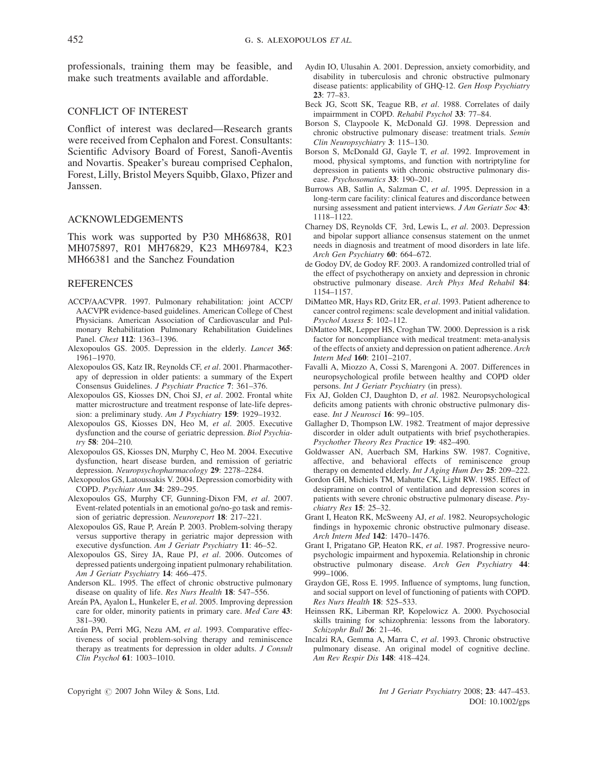professionals, training them may be feasible, and make such treatments available and affordable.

## CONFLICT OF INTEREST

Conflict of interest was declared—Research grants were received from Cephalon and Forest. Consultants: Scientific Advisory Board of Forest, Sanofi-Aventis and Novartis. Speaker's bureau comprised Cephalon, Forest, Lilly, Bristol Meyers Squibb, Glaxo, Pfizer and Janssen.

## ACKNOWLEDGEMENTS

This work was supported by P30 MH68638, R01 MH075897, R01 MH76829, K23 MH69784, K23 MH66381 and the Sanchez Foundation

## REFERENCES

ACCP/AACVPR. 1997. Pulmonary rehabilitation: joint ACCP/AACVPR evidence-based guidelines. American College of Chest Physicians. American Association of Cardiovascular and Pulmonary Rehabilitation Pulmonary Rehabilitation Guidelines Panel. *Chest* **112**: 1363–1396.

Alexopoulos GS. 2005. Depression in the elderly. *Lancet* **365**: 1961–1970.

Alexopoulos GS, Katz IR, Reynolds CF, *et al*. 2001. Pharmacotherapy of depression in older patients: a summary of the Expert Consensus Guidelines. *J Psychiatr Practice* **7**: 361–376.

Alexopoulos GS, Kiosses DN, Choi SJ, *et al*. 2002. Frontal white matter microstructure and treatment response of late-life depression: a preliminary study. *Am J Psychiatry* **159**: 1929–1932.

Alexopoulos GS, Kiosses DN, Heo M, *et al*. 2005. Executive dysfunction and the course of geriatric depression. *Biol Psychiatry* **58**: 204–210.

Alexopoulos GS, Kiosses DN, Murphy C, Heo M. 2004. Executive dysfunction, heart disease burden, and remission of geriatric depression. *Neuropsychopharmacology* **29**: 2278–2284.

Alexopoulos GS, Latoussakis V. 2004. Depression comorbidity with COPD. *Psychiatr Ann* **34**: 289–295.

Alexopoulos GS, Murphy CF, Gunning-Dixon FM, *et al*. 2007. Event-related potentials in an emotional go/no-go task and remission of geriatric depression. *Neuroreport* **18**: 217–221.

Alexopoulos GS, Raue P, Areán P. 2003. Problem-solving therapy versus supportive therapy in geriatric major depression with executive dysfunction. *Am J Geriatr Psychiatry* **11**: 46–52.

Alexopoulos GS, Sirey JA, Raue PJ, *et al*. 2006. Outcomes of depressed patients undergoing inpatient pulmonary rehabilitation. *Am J Geriatr Psychiatry* **14**: 466–475.

Anderson KL. 1995. The effect of chronic obstructive pulmonary disease on quality of life. *Res Nurs Health* **18**: 547–556.

Areán PA, Ayalon L, Hunkeler E, *et al*. 2005. Improving depression care for older, minority patients in primary care. *Med Care* **43**: 381–390.

Areán PA, Perri MG, Nezu AM, *et al*. 1993. Comparative effectiveness of social problem-solving therapy and reminiscence therapy as treatments for depression in older adults. *J Consult Clin Psychol* **61**: 1003–1010.

Aydin IO, Ulusahin A. 2001. Depression, anxiety comorbidity, and disability in tuberculosis and chronic obstructive pulmonary disease patients: applicability of GHQ-12. *Gen Hosp Psychiatry* **23**: 77–83.

Beck JG, Scott SK, Teague RB, *et al*. 1988. Correlates of daily impairmment in COPD. *Rehabil Psychol* **33**: 77–84.

Borson S, Claypoole K, McDonald GJ. 1998. Depression and chronic obstructive pulmonary disease: treatment trials. *Semin Clin Neuropsychiatry* **3**: 115–130.

Borson S, McDonald GJ, Gayle T, *et al*. 1992. Improvement in mood, physical symptoms, and function with nortriptyline for depression in patients with chronic obstructive pulmonary disease. *Psychosomatics* **33**: 190–201.

Burrows AB, Satlin A, Salzman C, *et al*. 1995. Depression in a long-term care facility: clinical features and discordance between nursing assessment and patient interviews. *J Am Geriatr Soc* **43**: 1118–1122.

Charney DS, Reynolds CF, 3rd, Lewis L, *et al*. 2003. Depression and bipolar support alliance consensus statement on the unmet needs in diagnosis and treatment of mood disorders in late life. *Arch Gen Psychiatry* **60**: 664–672.

de Godoy DV, de Godoy RF. 2003. A randomized controlled trial of the effect of psychotherapy on anxiety and depression in chronic obstructive pulmonary disease. *Arch Phys Med Rehabil* **84**: 1154–1157.

DiMatteo MR, Hays RD, Gritz ER, *et al*. 1993. Patient adherence to cancer control regimens: scale development and initial validation. *Psychol Assess* **5**: 102–112.

DiMatteo MR, Lepper HS, Croghan TW. 2000. Depression is a risk factor for noncompliance with medical treatment: meta-analysis of the effects of anxiety and depression on patient adherence. *Arch Intern Med* **160**: 2101–2107.

Favalli A, Miozzo A, Cossi S, Marengoni A. 2007. Differences in neuropsychological profile between healthy and COPD older persons. *Int J Geriatr Psychiatry* (in press).

Fix AJ, Golden CJ, Daughton D, *et al*. 1982. Neuropsychological deficits among patients with chronic obstructive pulmonary disease. *Int J Neurosci* **16**: 99–105.

Gallagher D, Thompson LW. 1982. Treatment of major depressive disorder in older adult outpatients with brief psychotherapies. *Psychother Theory Res Practice* **19**: 482–490.

Goldwasser AN, Auerbach SM, Harkins SW. 1987. Cognitive, affective, and behavioral effects of reminiscence group therapy on demented elderly. *Int J Aging Hum Dev* **25**: 209–222.

Gordon GH, Michiels TM, Mahutte CK, Light RW. 1985. Effect of desipramine on control of ventilation and depression scores in patients with severe chronic obstructive pulmonary disease. *Psychiatry Res* **15**: 25–32.

Grant I, Heaton RK, McSweeny AJ, *et al*. 1982. Neuropsychologic findings in hypoxemic chronic obstructive pulmonary disease. *Arch Intern Med* **142**: 1470–1476.

Grant I, Prigatano GP, Heaton RK, *et al*. 1987. Progressive neuropsychologic impairment and hypoxemia. Relationship in chronic obstructive pulmonary disease. *Arch Gen Psychiatry* **44**: 999–1006.

Graydon GE, Ross E. 1995. Influence of symptoms, lung function, and social support on level of functioning of patients with COPD. *Res Nurs Health* **18**: 525–533.

Heinssen RK, Liberman RP, Kopelowicz A. 2000. Psychosocial skills training for schizophrenia: lessons from the laboratory. *Schizophr Bull* **26**: 21–46.

Incalzi RA, Gemma A, Marra C, *et al*. 1993. Chronic obstructive pulmonary disease. An original model of cognitive decline. *Am Rev Respir Dis* **148**: 418–424.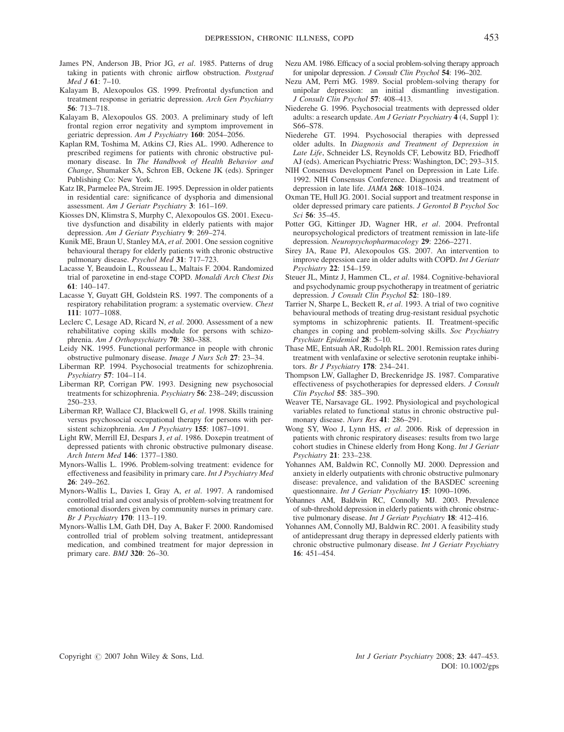James PN, Anderson JB, Prior JG, *et al*. 1985. Patterns of drug taking in patients with chronic airflow obstruction. *Postgrad Med J* **61**: 7–10.

Kalayam B, Alexopoulos GS. 1999. Prefrontal dysfunction and treatment response in geriatric depression. *Arch Gen Psychiatry* **56**: 713–718.

Kalayam B, Alexopoulos GS. 2003. A preliminary study of left frontal region error negativity and symptom improvement in geriatric depression. *Am J Psychiatry* **160**: 2054–2056.

Kaplan RM, Toshima M, Atkins CJ, Ries AL. 1990. Adherence to prescribed regimens for patients with chronic obstructive pulmonary disease. In *The Handbook of Health Behavior and Change*, Shumaker SA, Schron EB, Ockene JK (eds). Springer Publishing Co: New York.

Katz IR, Parmelee PA, Streim JE. 1995. Depression in older patients in residential care: significance of dysphoria and dimensional assessment. *Am J Geriatr Psychiatry* **3**: 161–169.

Kiosses DN, Klimstra S, Murphy C, Alexopoulos GS. 2001. Executive dysfunction and disability in elderly patients with major depression. *Am J Geriatr Psychiatry* **9**: 269–274.

Kunik ME, Braun U, Stanley MA, *et al*. 2001. One session cognitive behavioural therapy for elderly patients with chronic obstructive pulmonary disease. *Psychol Med* **31**: 717–723.

Lacasse Y, Beaudoin L, Rousseau L, Maltais F. 2004. Randomized trial of paroxetine in end-stage COPD. *Monaldi Arch Chest Dis* **61**: 140–147.

Lacasse Y, Guyatt GH, Goldstein RS. 1997. The components of a respiratory rehabilitation program: a systematic overview. *Chest* **111**: 1077–1088.

Leclerc C, Lesage AD, Ricard N, *et al*. 2000. Assessment of a new rehabilitative coping skills module for persons with schizophrenia. *Am J Orthopsychiatry* **70**: 380–388.

Leidy NK. 1995. Functional performance in people with chronic obstructive pulmonary disease. *Image J Nurs Sch* **27**: 23–34.

Liberman RP. 1994. Psychosocial treatments for schizophrenia. *Psychiatry* **57**: 104–114.

Liberman RP, Corrigan PW. 1993. Designing new psychosocial treatments for schizophrenia. *Psychiatry* **56**: 238–249; discussion 250–233.

Liberman RP, Wallace CJ, Blackwell G, *et al*. 1998. Skills training versus psychosocial occupational therapy for persons with persistent schizophrenia. *Am J Psychiatry* **155**: 1087–1091.

Light RW, Merrill EJ, Despars J, *et al*. 1986. Doxepin treatment of depressed patients with chronic obstructive pulmonary disease. *Arch Intern Med* **146**: 1377–1380.

Mynors-Wallis L. 1996. Problem-solving treatment: evidence for effectiveness and feasibility in primary care. *Int J Psychiatry Med* **26**: 249–262.

Mynors-Wallis L, Davies I, Gray A, *et al*. 1997. A randomised controlled trial and cost analysis of problem-solving treatment for emotional disorders given by community nurses in primary care. *Br J Psychiatry* **170**: 113–119.

Mynors-Wallis LM, Gath DH, Day A, Baker F. 2000. Randomised controlled trial of problem solving treatment, antidepressant medication, and combined treatment for major depression in primary care. *BMJ* **320**: 26–30.

Nezu AM. 1986. Efficacy of a social problem-solving therapy approach for unipolar depression. *J Consult Clin Psychol* **54**: 196–202.

Nezu AM, Perri MG. 1989. Social problem-solving therapy for unipolar depression: an initial dismantling investigation. *J Consult Clin Psychol* **57**: 408–413.

Niederehe G. 1996. Psychosocial treatments with depressed older adults: a research update. *Am J Geriatr Psychiatry* **4** (4, Suppl 1): S66–S78.

Niederehe GT. 1994. Psychosocial therapies with depressed older adults. In *Diagnosis and Treatment of Depression in Late Life*, Schneider LS, Reynolds CF, Lebowitz BD, Friedhoff AJ (eds). American Psychiatric Press: Washington, DC; 293–315.

NIH Consensus Development Panel on Depression in Late Life. 1992. NIH Consensus Conference. Diagnosis and treatment of depression in late life. *JAMA* **268**: 1018–1024.

Oxman TE, Hull JG. 2001. Social support and treatment response in older depressed primary care patients. *J Gerontol B Psychol Soc Sci* **56**: 35–45.

Potter GG, Kittinger JD, Wagner HR, *et al*. 2004. Prefrontal neuropsychological predictors of treatment remission in late-life depression. *Neuropsychopharmacology* **29**: 2266–2271.

Sirey JA, Raue PJ, Alexopoulos GS. 2007. An intervention to improve depression care in older adults with COPD. *Int J Geriatr Psychiatry* **22**: 154–159.

Steuer JL, Mintz J, Hammen CL, *et al*. 1984. Cognitive-behavioral and psychodynamic group psychotherapy in treatment of geriatric depression. *J Consult Clin Psychol* **52**: 180–189.

Tarrier N, Sharpe L, Beckett R, *et al*. 1993. A trial of two cognitive behavioural methods of treating drug-resistant residual psychotic symptoms in schizophrenic patients. II. Treatment-specific changes in coping and problem-solving skills. *Soc Psychiatry Psychiatr Epidemiol* **28**: 5–10.

Thase ME, Entsuah AR, Rudolph RL. 2001. Remission rates during treatment with venlafaxine or selective serotonin reuptake inhibitors. *Br J Psychiatry* **178**: 234–241.

Thompson LW, Gallagher D, Breckenridge JS. 1987. Comparative effectiveness of psychotherapies for depressed elders. *J Consult Clin Psychol* **55**: 385–390.

Weaver TE, Narsavage GL. 1992. Physiological and psychological variables related to functional status in chronic obstructive pulmonary disease. *Nurs Res* **41**: 286–291.

Wong SY, Woo J, Lynn HS, *et al*. 2006. Risk of depression in patients with chronic respiratory diseases: results from two large cohort studies in Chinese elderly from Hong Kong. *Int J Geriatr Psychiatry* **21**: 233–238.

Yohannes AM, Baldwin RC, Connolly MJ. 2000. Depression and anxiety in elderly outpatients with chronic obstructive pulmonary disease: prevalence, and validation of the BASDEC screening questionnaire. *Int J Geriatr Psychiatry* **15**: 1090–1096.

Yohannes AM, Baldwin RC, Connolly MJ. 2003. Prevalence of sub-threshold depression in elderly patients with chronic obstructive pulmonary disease. *Int J Geriatr Psychiatry* **18**: 412–416.

Yohannes AM, Connolly MJ, Baldwin RC. 2001. A feasibility study of antidepressant drug therapy in depressed elderly patients with chronic obstructive pulmonary disease. *Int J Geriatr Psychiatry* **16**: 451–454.